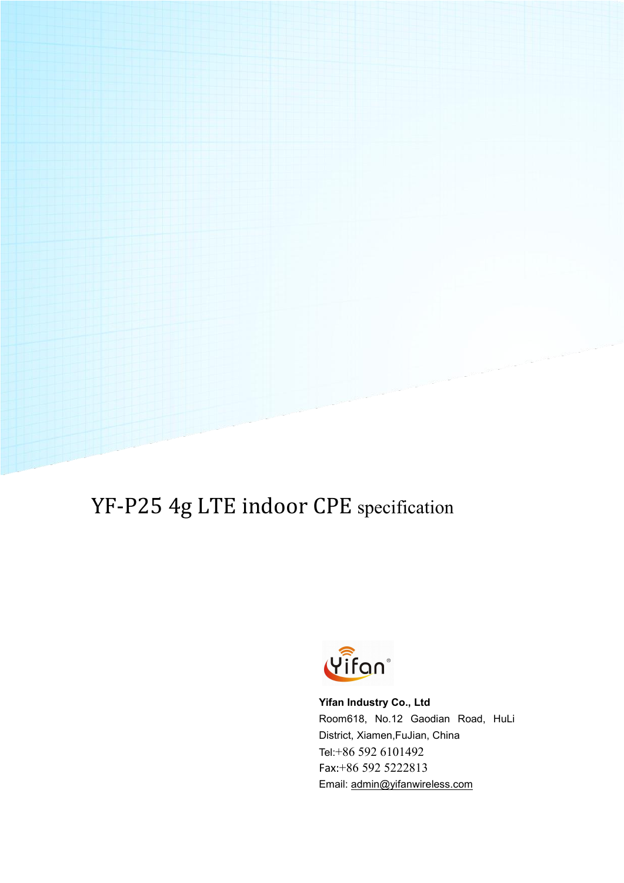# YF-P25 4g LTE indoor CPE specification

**Yifan Industry Co., Ltd**

Room618, No.12 Gaodian Road, HuLi District, Xiamen,FuJian, China

Tel:+86 592 6101492

Fax:+86 592 5222813

Email: admin@yifanwireless.com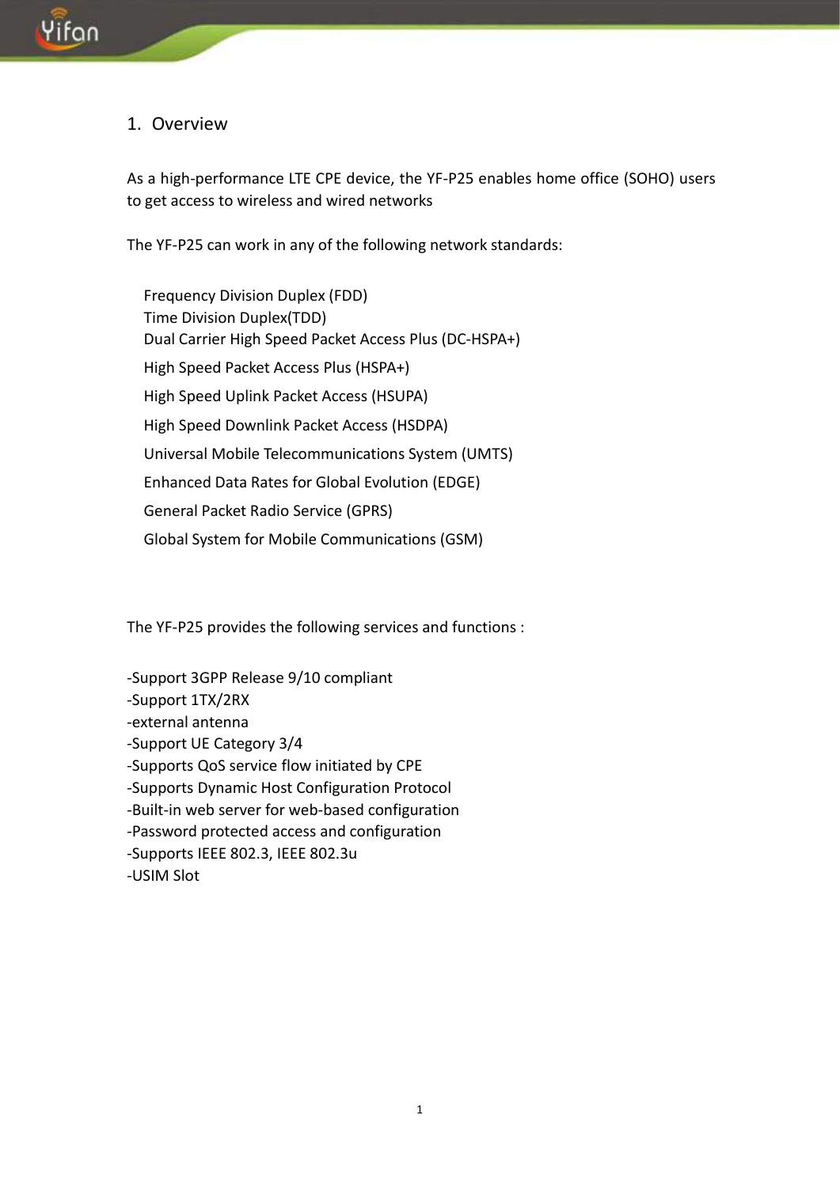# 1. Overview

As a high-performance LTE CPE device, the YF-P25 enables home office (SOHO) users to get access to wireless and wired networks

The YF-P25 can work in any of the following network standards:

Frequency Division Duplex (FDD)
Time Division Duplex(TDD)
Dual Carrier High Speed Packet Access Plus (DC-HSPA+)
High Speed Packet Access Plus (HSPA+)
High Speed Uplink Packet Access (HSUPA)
High Speed Downlink Packet Access (HSDPA)
Universal Mobile Telecommunications System (UMTS)
Enhanced Data Rates for Global Evolution (EDGE)
General Packet Radio Service (GPRS)
Global System for Mobile Communications (GSM)

The YF-P25 provides the following services and functions :

-Support 3GPP Release 9/10 compliant
-Support 1TX/2RX
-external antenna
-Support UE Category 3/4
-Supports QoS service flow initiated by CPE
-Supports Dynamic Host Configuration Protocol
-Built-in web server for web-based configuration
-Password protected access and configuration
-Supports IEEE 802.3, IEEE 802.3u
-USIM Slot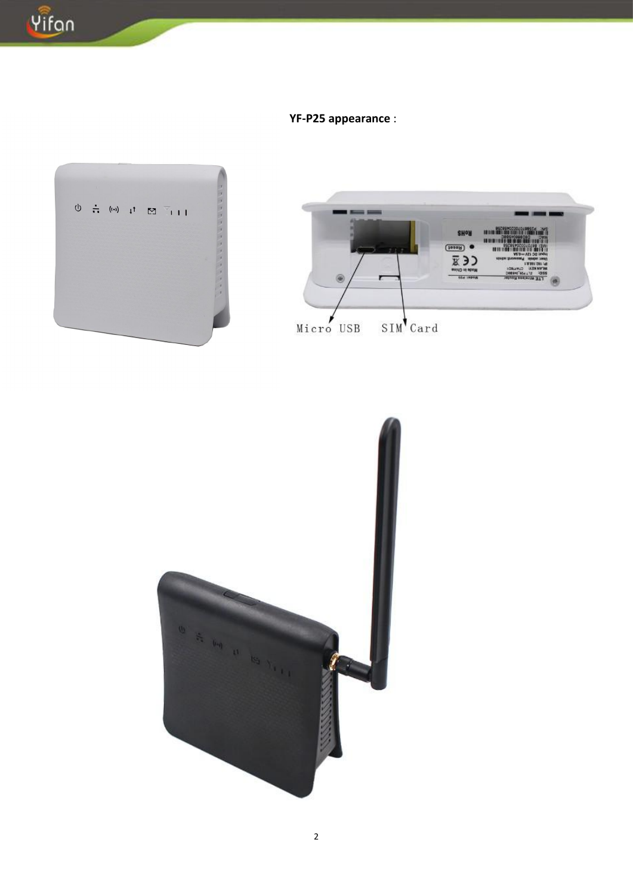**YF-P25 appearance**：

Micro USB SIM Card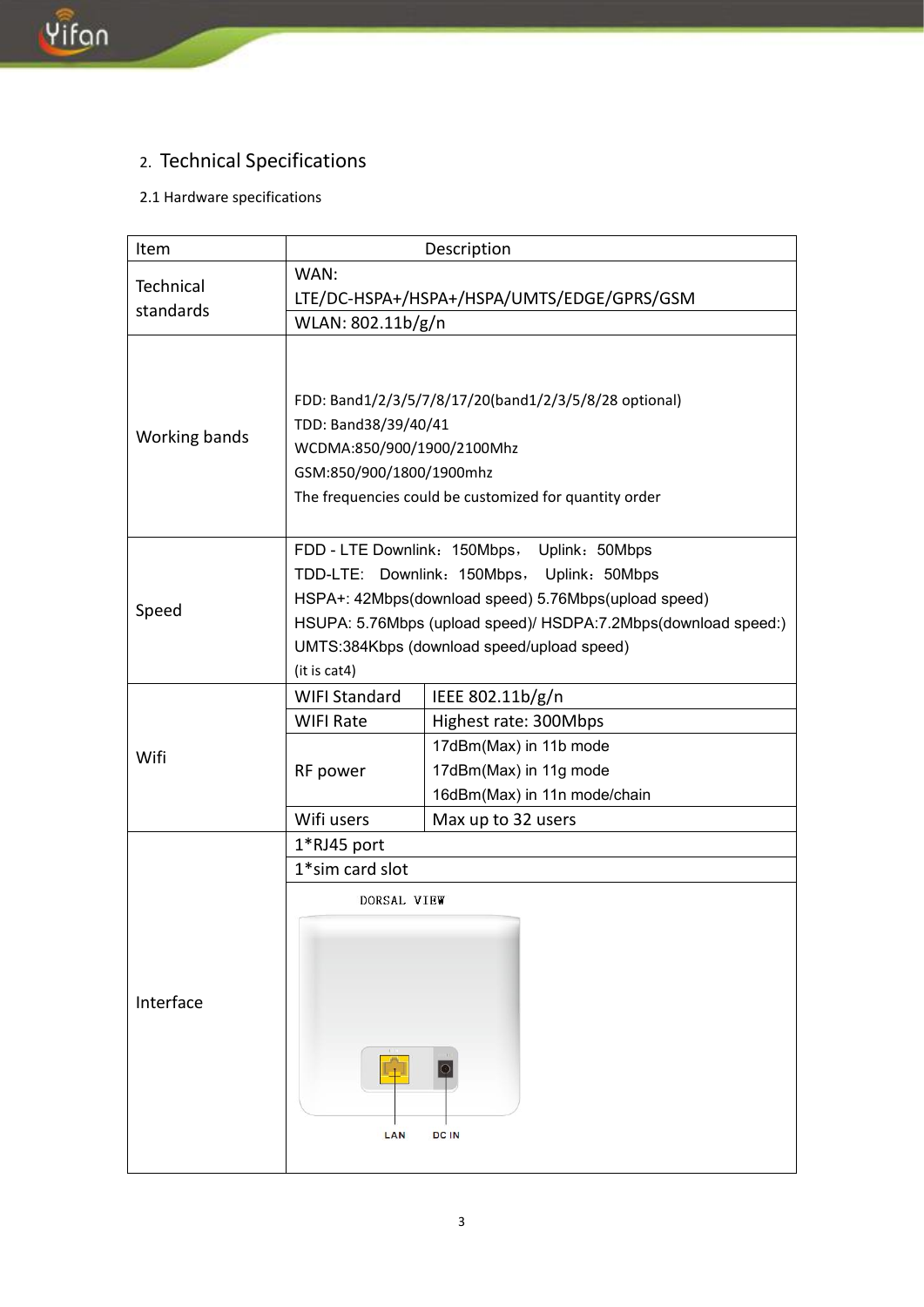## 2. Technical Specifications

### 2.1 Hardware specifications

| Item | Description | |
|---|---|---|
| Technical standards | WAN: LTE/DC-HSPA+/HSPA+/HSPA/UMTS/EDGE/GPRS/GSM | |
| | WLAN: 802.11b/g/n | |
| Working bands | FDD: Band1/2/3/5/7/8/17/20(band1/2/3/5/8/28 optional)<br>TDD: Band38/39/40/41<br>WCDMA:850/900/1900/2100Mhz<br>GSM:850/900/1800/1900mhz<br>The frequencies could be customized for quantity order | |
| Speed | FDD - LTE Downlink：150Mbps， Uplink：50Mbps<br>TDD-LTE: Downlink：150Mbps， Uplink：50Mbps<br>HSPA+: 42Mbps(download speed) 5.76Mbps(upload speed)<br>HSUPA: 5.76Mbps (upload speed)/ HSDPA:7.2Mbps(download speed:)<br>UMTS:384Kbps (download speed/upload speed)<br>(it is cat4) | |
| Wifi | WIFI Standard | IEEE 802.11b/g/n |
| | WIFI Rate | Highest rate: 300Mbps |
| | RF power | 17dBm(Max) in 11b mode<br>17dBm(Max) in 11g mode<br>16dBm(Max) in 11n mode/chain |
| | Wifi users | Max up to 32 users |
| Interface | 1*RJ45 port | |
| | 1*sim card slot | |
| | DORSAL VIEW<br>LAN DC IN | |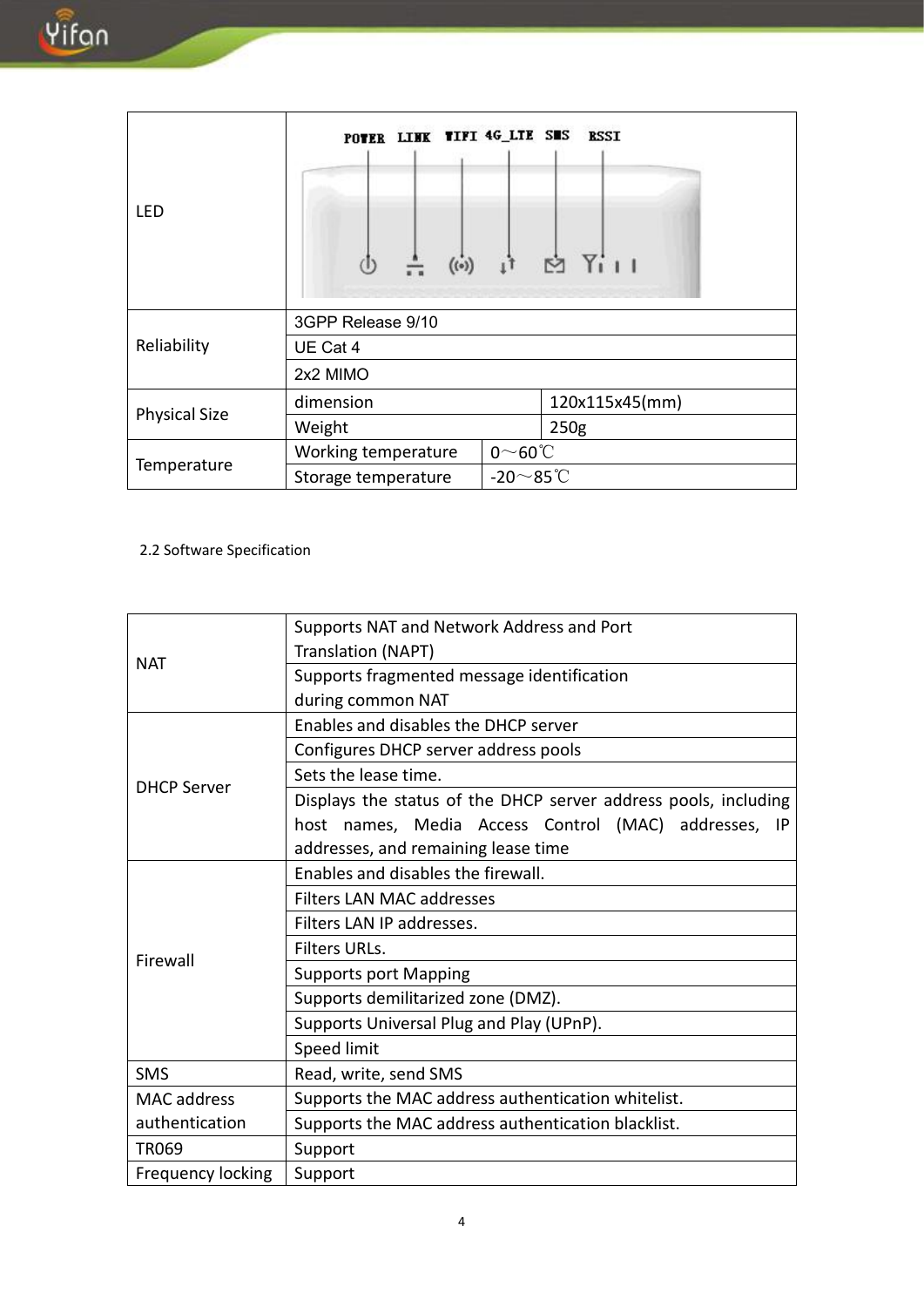| | | |
|---|---|---|
| LED | POWER LINK WIFI 4G_LTE SMS RSSI | |
| Reliability | 3GPP Release 9/10 | |
| | UE Cat 4 | |
| | 2x2 MIMO | |
| Physical Size | dimension | 120x115x45(mm) |
| | Weight | 250g |
| Temperature | Working temperature | 0～60℃ |
| | Storage temperature | -20～85℃ |

2.2 Software Specification

| | |
|---|---|
| NAT | Supports NAT and Network Address and Port Translation (NAPT) |
| | Supports fragmented message identification during common NAT |
| DHCP Server | Enables and disables the DHCP server |
| | Configures DHCP server address pools |
| | Sets the lease time. |
| | Displays the status of the DHCP server address pools, including host names, Media Access Control (MAC) addresses, IP addresses, and remaining lease time |
| Firewall | Enables and disables the firewall. |
| | Filters LAN MAC addresses |
| | Filters LAN IP addresses. |
| | Filters URLs. |
| | Supports port Mapping |
| | Supports demilitarized zone (DMZ). |
| | Supports Universal Plug and Play (UPnP). |
| | Speed limit |
| SMS | Read, write, send SMS |
| MAC address authentication | Supports the MAC address authentication whitelist. |
| | Supports the MAC address authentication blacklist. |
| TR069 | Support |
| Frequency locking | Support |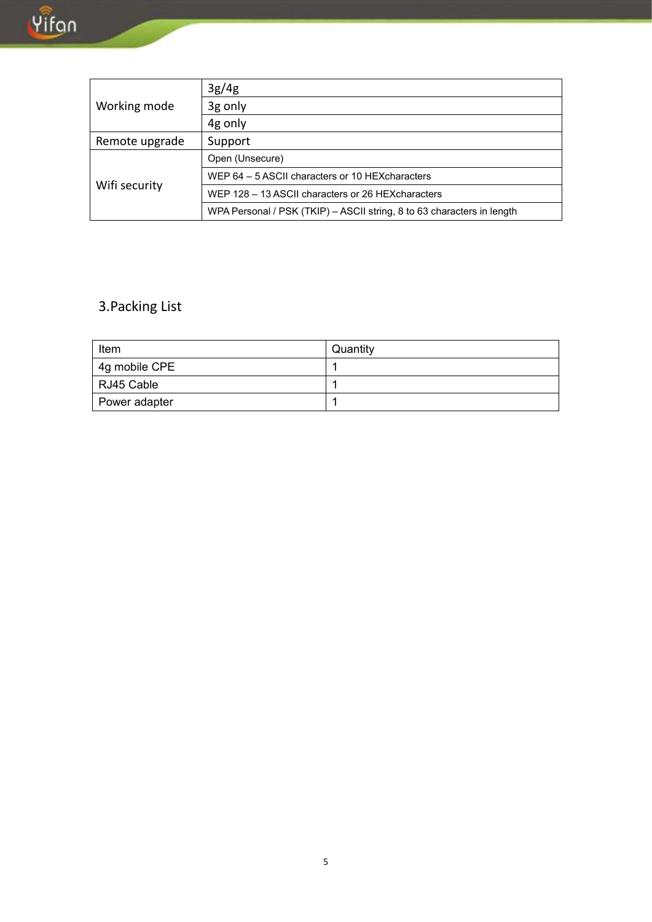| | |
|---|---|
| Working mode | 3g/4g |
| | 3g only |
| | 4g only |
| Remote upgrade | Support |
| Wifi security | Open (Unsecure) |
| | WEP 64 – 5 ASCII characters or 10 HEXcharacters |
| | WEP 128 – 13 ASCII characters or 26 HEXcharacters |
| | WPA Personal / PSK (TKIP) – ASCII string, 8 to 63 characters in length |

## 3.Packing List

| Item | Quantity |
|---|---|
| 4g mobile CPE | 1 |
| RJ45 Cable | 1 |
| Power adapter | 1 |